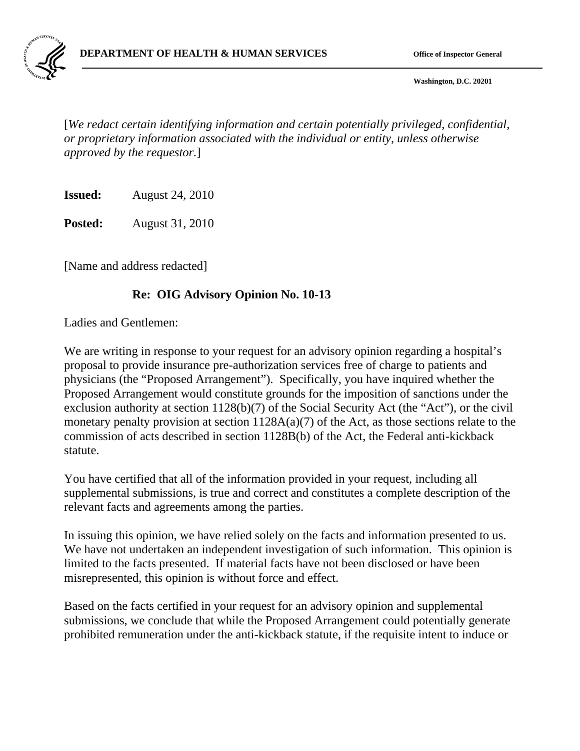**DEPARTMENT OF HEALTH & HUMAN SERVICES** **Office of Inspector General**

**Washington, D.C. 20201**

[*We redact certain identifying information and certain potentially privileged, confidential, or proprietary information associated with the individual or entity, unless otherwise approved by the requestor.*]

**Issued:** August 24, 2010

**Posted:** August 31, 2010

[Name and address redacted]

**Re: OIG Advisory Opinion No. 10-13**

Ladies and Gentlemen:

We are writing in response to your request for an advisory opinion regarding a hospital's proposal to provide insurance pre-authorization services free of charge to patients and physicians (the "Proposed Arrangement"). Specifically, you have inquired whether the Proposed Arrangement would constitute grounds for the imposition of sanctions under the exclusion authority at section 1128(b)(7) of the Social Security Act (the "Act"), or the civil monetary penalty provision at section 1128A(a)(7) of the Act, as those sections relate to the commission of acts described in section 1128B(b) of the Act, the Federal anti-kickback statute.

You have certified that all of the information provided in your request, including all supplemental submissions, is true and correct and constitutes a complete description of the relevant facts and agreements among the parties.

In issuing this opinion, we have relied solely on the facts and information presented to us. We have not undertaken an independent investigation of such information. This opinion is limited to the facts presented. If material facts have not been disclosed or have been misrepresented, this opinion is without force and effect.

Based on the facts certified in your request for an advisory opinion and supplemental submissions, we conclude that while the Proposed Arrangement could potentially generate prohibited remuneration under the anti-kickback statute, if the requisite intent to induce or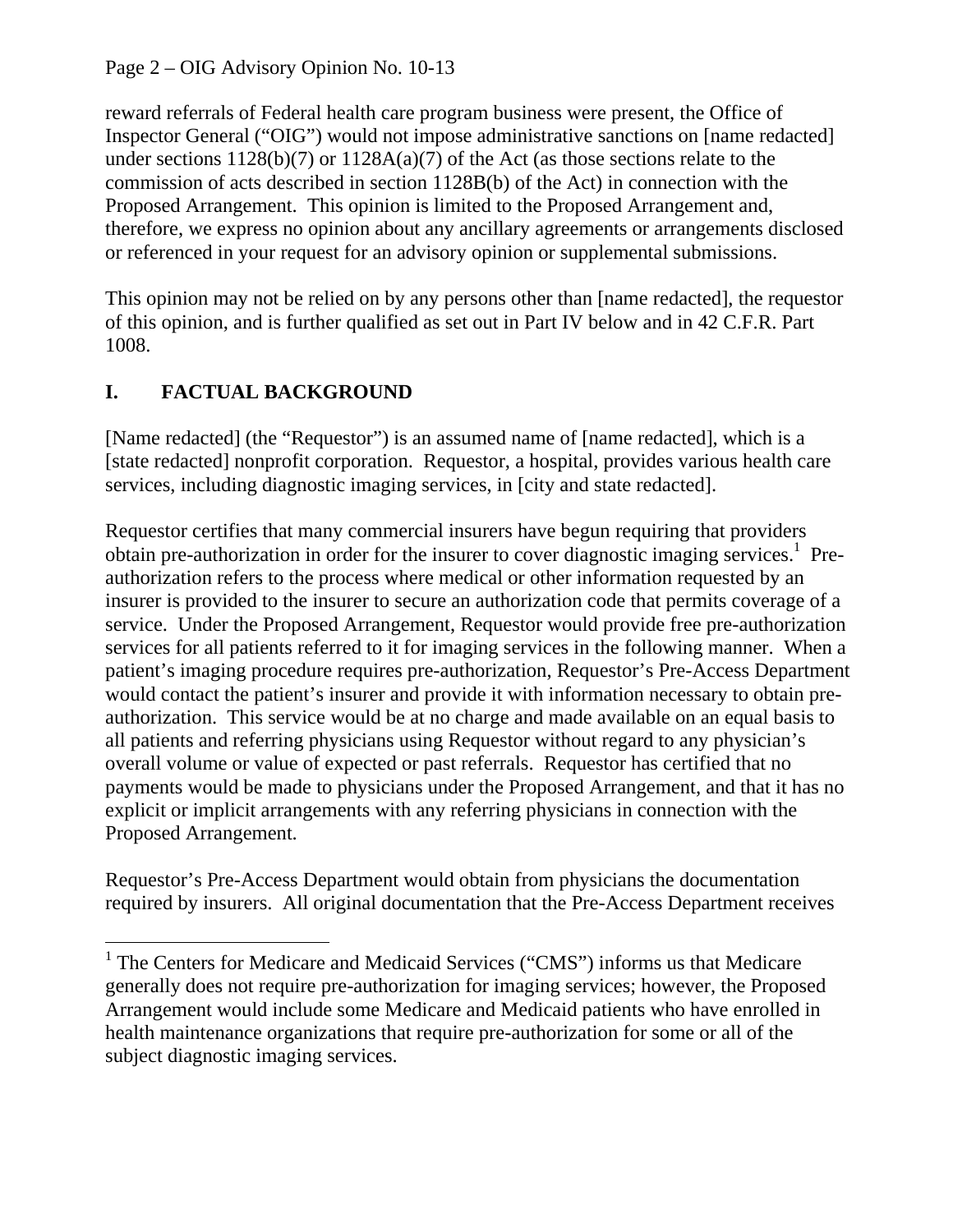reward referrals of Federal health care program business were present, the Office of Inspector General ("OIG") would not impose administrative sanctions on [name redacted] under sections 1128(b)(7) or 1128A(a)(7) of the Act (as those sections relate to the commission of acts described in section 1128B(b) of the Act) in connection with the Proposed Arrangement. This opinion is limited to the Proposed Arrangement and, therefore, we express no opinion about any ancillary agreements or arrangements disclosed or referenced in your request for an advisory opinion or supplemental submissions.

This opinion may not be relied on by any persons other than [name redacted], the requestor of this opinion, and is further qualified as set out in Part IV below and in 42 C.F.R. Part 1008.

## I. FACTUAL BACKGROUND

[Name redacted] (the "Requestor") is an assumed name of [name redacted], which is a [state redacted] nonprofit corporation. Requestor, a hospital, provides various health care services, including diagnostic imaging services, in [city and state redacted].

Requestor certifies that many commercial insurers have begun requiring that providers obtain pre-authorization in order for the insurer to cover diagnostic imaging services.[1] Pre-authorization refers to the process where medical or other information requested by an insurer is provided to the insurer to secure an authorization code that permits coverage of a service. Under the Proposed Arrangement, Requestor would provide free pre-authorization services for all patients referred to it for imaging services in the following manner. When a patient's imaging procedure requires pre-authorization, Requestor's Pre-Access Department would contact the patient's insurer and provide it with information necessary to obtain pre-authorization. This service would be at no charge and made available on an equal basis to all patients and referring physicians using Requestor without regard to any physician's overall volume or value of expected or past referrals. Requestor has certified that no payments would be made to physicians under the Proposed Arrangement, and that it has no explicit or implicit arrangements with any referring physicians in connection with the Proposed Arrangement.

Requestor's Pre-Access Department would obtain from physicians the documentation required by insurers. All original documentation that the Pre-Access Department receives

---

[1] The Centers for Medicare and Medicaid Services ("CMS") informs us that Medicare generally does not require pre-authorization for imaging services; however, the Proposed Arrangement would include some Medicare and Medicaid patients who have enrolled in health maintenance organizations that require pre-authorization for some or all of the subject diagnostic imaging services.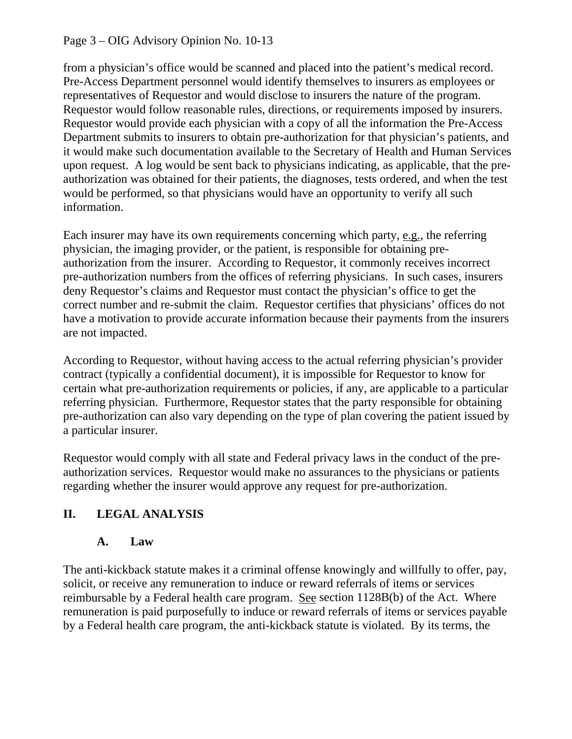from a physician's office would be scanned and placed into the patient's medical record. Pre-Access Department personnel would identify themselves to insurers as employees or representatives of Requestor and would disclose to insurers the nature of the program. Requestor would follow reasonable rules, directions, or requirements imposed by insurers. Requestor would provide each physician with a copy of all the information the Pre-Access Department submits to insurers to obtain pre-authorization for that physician's patients, and it would make such documentation available to the Secretary of Health and Human Services upon request. A log would be sent back to physicians indicating, as applicable, that the pre-authorization was obtained for their patients, the diagnoses, tests ordered, and when the test would be performed, so that physicians would have an opportunity to verify all such information.

Each insurer may have its own requirements concerning which party, e.g., the referring physician, the imaging provider, or the patient, is responsible for obtaining pre-authorization from the insurer. According to Requestor, it commonly receives incorrect pre-authorization numbers from the offices of referring physicians. In such cases, insurers deny Requestor's claims and Requestor must contact the physician's office to get the correct number and re-submit the claim. Requestor certifies that physicians' offices do not have a motivation to provide accurate information because their payments from the insurers are not impacted.

According to Requestor, without having access to the actual referring physician's provider contract (typically a confidential document), it is impossible for Requestor to know for certain what pre-authorization requirements or policies, if any, are applicable to a particular referring physician. Furthermore, Requestor states that the party responsible for obtaining pre-authorization can also vary depending on the type of plan covering the patient issued by a particular insurer.

Requestor would comply with all state and Federal privacy laws in the conduct of the pre-authorization services. Requestor would make no assurances to the physicians or patients regarding whether the insurer would approve any request for pre-authorization.

## II. LEGAL ANALYSIS

### A. Law

The anti-kickback statute makes it a criminal offense knowingly and willfully to offer, pay, solicit, or receive any remuneration to induce or reward referrals of items or services reimbursable by a Federal health care program. See section 1128B(b) of the Act. Where remuneration is paid purposefully to induce or reward referrals of items or services payable by a Federal health care program, the anti-kickback statute is violated. By its terms, the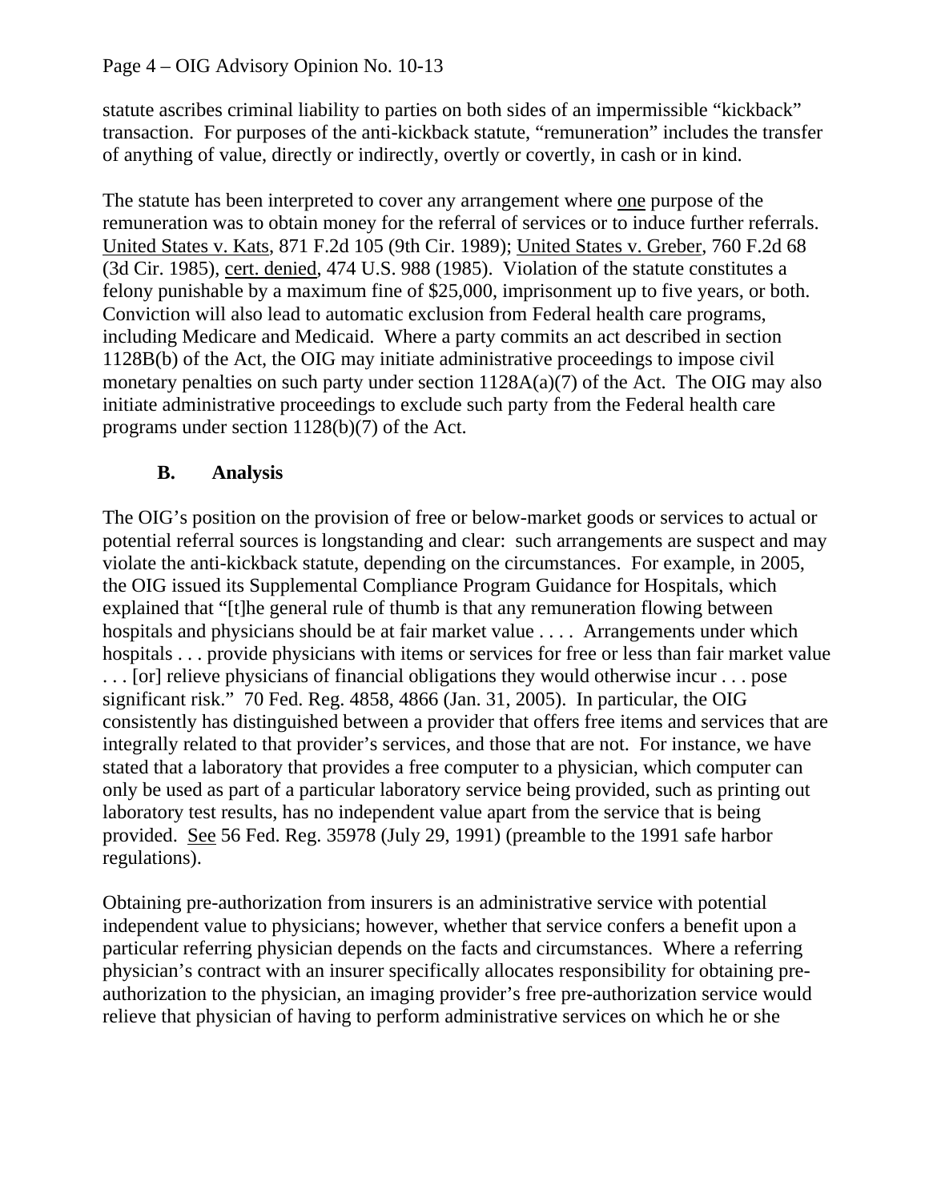statute ascribes criminal liability to parties on both sides of an impermissible "kickback" transaction. For purposes of the anti-kickback statute, "remuneration" includes the transfer of anything of value, directly or indirectly, overtly or covertly, in cash or in kind.

The statute has been interpreted to cover any arrangement where one purpose of the remuneration was to obtain money for the referral of services or to induce further referrals. United States v. Kats, 871 F.2d 105 (9th Cir. 1989); United States v. Greber, 760 F.2d 68 (3d Cir. 1985), cert. denied, 474 U.S. 988 (1985). Violation of the statute constitutes a felony punishable by a maximum fine of $25,000, imprisonment up to five years, or both. Conviction will also lead to automatic exclusion from Federal health care programs, including Medicare and Medicaid. Where a party commits an act described in section 1128B(b) of the Act, the OIG may initiate administrative proceedings to impose civil monetary penalties on such party under section 1128A(a)(7) of the Act. The OIG may also initiate administrative proceedings to exclude such party from the Federal health care programs under section 1128(b)(7) of the Act.

### B. Analysis

The OIG's position on the provision of free or below-market goods or services to actual or potential referral sources is longstanding and clear: such arrangements are suspect and may violate the anti-kickback statute, depending on the circumstances. For example, in 2005, the OIG issued its Supplemental Compliance Program Guidance for Hospitals, which explained that "[t]he general rule of thumb is that any remuneration flowing between hospitals and physicians should be at fair market value . . . . Arrangements under which hospitals . . . provide physicians with items or services for free or less than fair market value . . . [or] relieve physicians of financial obligations they would otherwise incur . . . pose significant risk." 70 Fed. Reg. 4858, 4866 (Jan. 31, 2005). In particular, the OIG consistently has distinguished between a provider that offers free items and services that are integrally related to that provider's services, and those that are not. For instance, we have stated that a laboratory that provides a free computer to a physician, which computer can only be used as part of a particular laboratory service being provided, such as printing out laboratory test results, has no independent value apart from the service that is being provided. See 56 Fed. Reg. 35978 (July 29, 1991) (preamble to the 1991 safe harbor regulations).

Obtaining pre-authorization from insurers is an administrative service with potential independent value to physicians; however, whether that service confers a benefit upon a particular referring physician depends on the facts and circumstances. Where a referring physician's contract with an insurer specifically allocates responsibility for obtaining pre-authorization to the physician, an imaging provider's free pre-authorization service would relieve that physician of having to perform administrative services on which he or she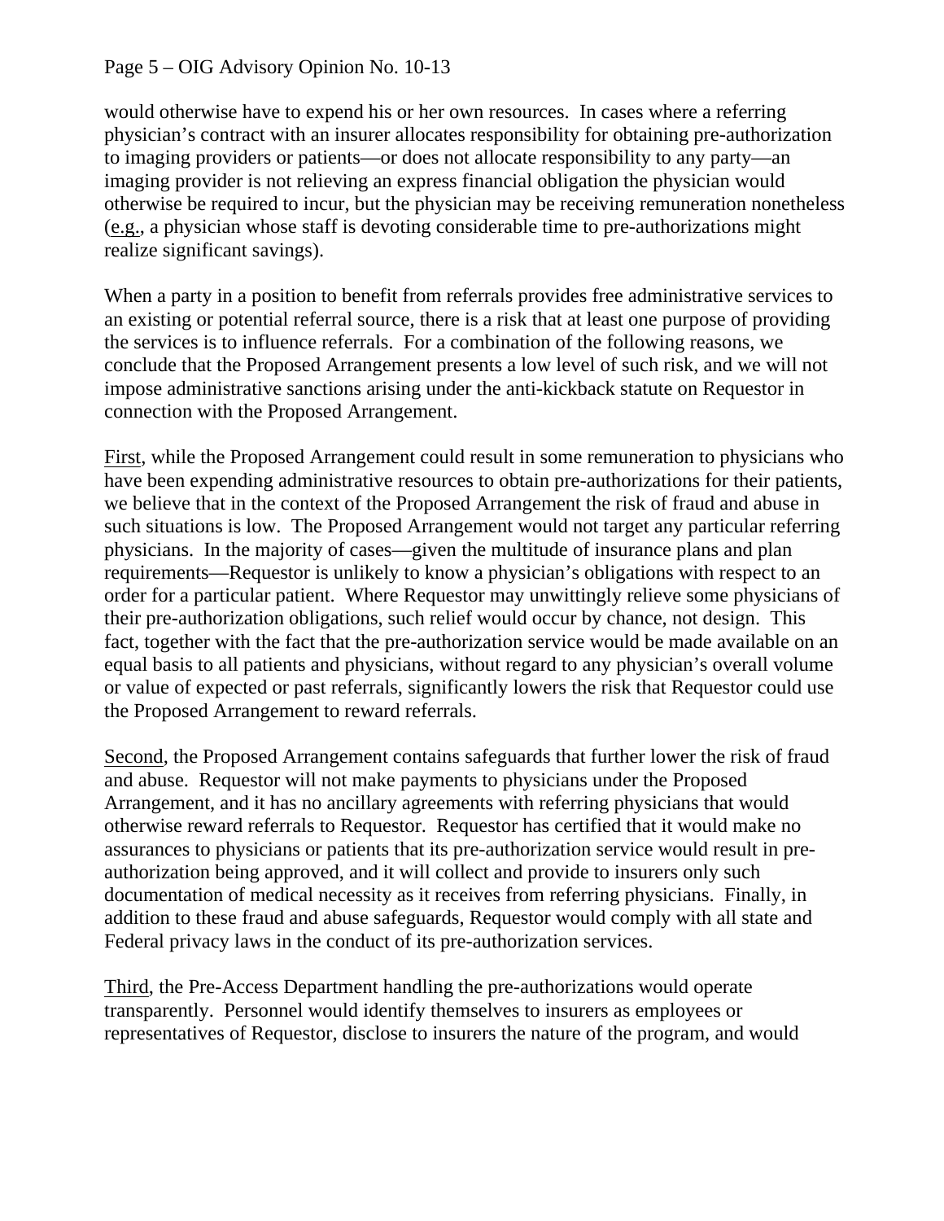would otherwise have to expend his or her own resources. In cases where a referring physician's contract with an insurer allocates responsibility for obtaining pre-authorization to imaging providers or patients—or does not allocate responsibility to any party—an imaging provider is not relieving an express financial obligation the physician would otherwise be required to incur, but the physician may be receiving remuneration nonetheless (e.g., a physician whose staff is devoting considerable time to pre-authorizations might realize significant savings).

When a party in a position to benefit from referrals provides free administrative services to an existing or potential referral source, there is a risk that at least one purpose of providing the services is to influence referrals. For a combination of the following reasons, we conclude that the Proposed Arrangement presents a low level of such risk, and we will not impose administrative sanctions arising under the anti-kickback statute on Requestor in connection with the Proposed Arrangement.

First, while the Proposed Arrangement could result in some remuneration to physicians who have been expending administrative resources to obtain pre-authorizations for their patients, we believe that in the context of the Proposed Arrangement the risk of fraud and abuse in such situations is low. The Proposed Arrangement would not target any particular referring physicians. In the majority of cases—given the multitude of insurance plans and plan requirements—Requestor is unlikely to know a physician's obligations with respect to an order for a particular patient. Where Requestor may unwittingly relieve some physicians of their pre-authorization obligations, such relief would occur by chance, not design. This fact, together with the fact that the pre-authorization service would be made available on an equal basis to all patients and physicians, without regard to any physician's overall volume or value of expected or past referrals, significantly lowers the risk that Requestor could use the Proposed Arrangement to reward referrals.

Second, the Proposed Arrangement contains safeguards that further lower the risk of fraud and abuse. Requestor will not make payments to physicians under the Proposed Arrangement, and it has no ancillary agreements with referring physicians that would otherwise reward referrals to Requestor. Requestor has certified that it would make no assurances to physicians or patients that its pre-authorization service would result in pre-authorization being approved, and it will collect and provide to insurers only such documentation of medical necessity as it receives from referring physicians. Finally, in addition to these fraud and abuse safeguards, Requestor would comply with all state and Federal privacy laws in the conduct of its pre-authorization services.

Third, the Pre-Access Department handling the pre-authorizations would operate transparently. Personnel would identify themselves to insurers as employees or representatives of Requestor, disclose to insurers the nature of the program, and would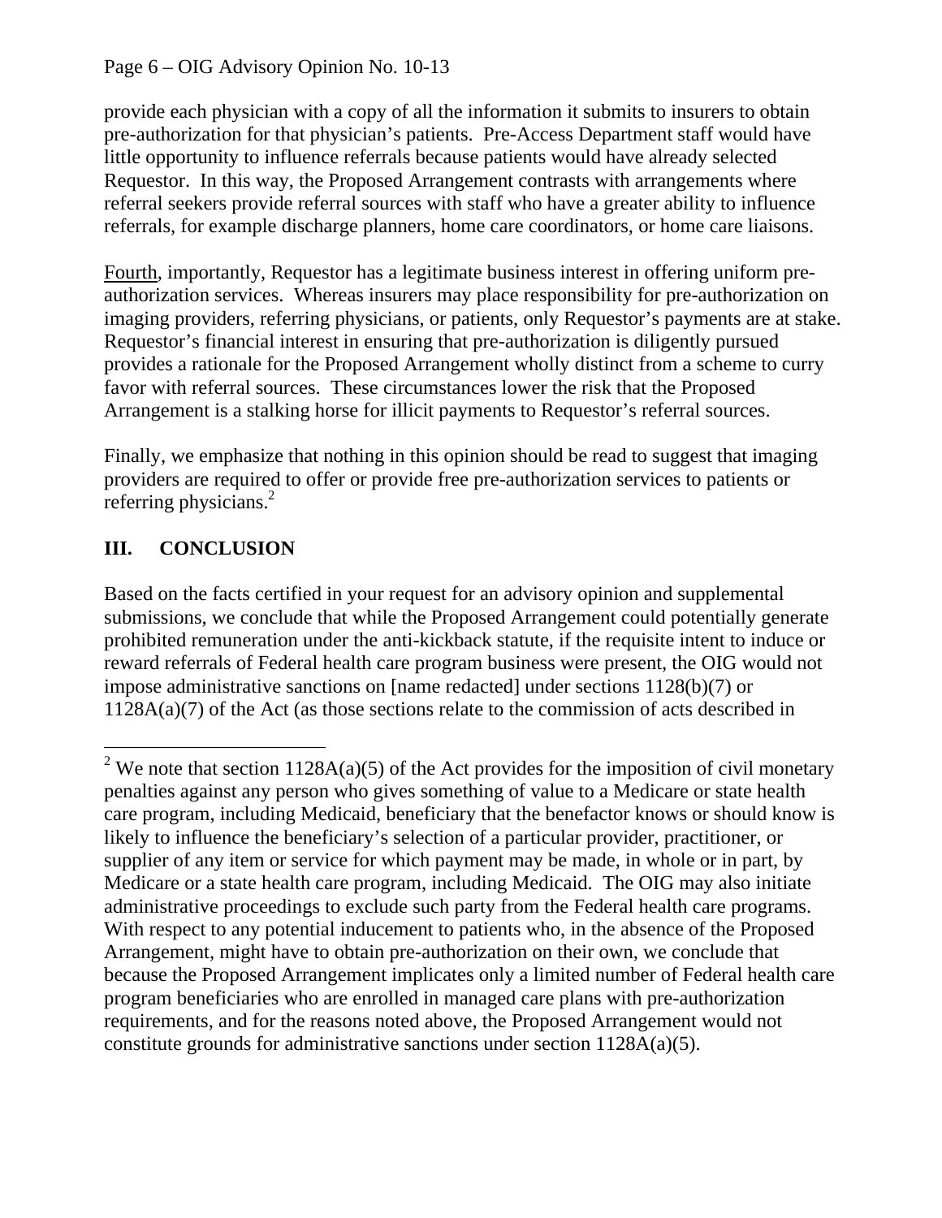provide each physician with a copy of all the information it submits to insurers to obtain pre-authorization for that physician's patients. Pre-Access Department staff would have little opportunity to influence referrals because patients would have already selected Requestor. In this way, the Proposed Arrangement contrasts with arrangements where referral seekers provide referral sources with staff who have a greater ability to influence referrals, for example discharge planners, home care coordinators, or home care liaisons.

Fourth, importantly, Requestor has a legitimate business interest in offering uniform pre-authorization services. Whereas insurers may place responsibility for pre-authorization on imaging providers, referring physicians, or patients, only Requestor's payments are at stake. Requestor's financial interest in ensuring that pre-authorization is diligently pursued provides a rationale for the Proposed Arrangement wholly distinct from a scheme to curry favor with referral sources. These circumstances lower the risk that the Proposed Arrangement is a stalking horse for illicit payments to Requestor's referral sources.

Finally, we emphasize that nothing in this opinion should be read to suggest that imaging providers are required to offer or provide free pre-authorization services to patients or referring physicians.[2]

## III. CONCLUSION

Based on the facts certified in your request for an advisory opinion and supplemental submissions, we conclude that while the Proposed Arrangement could potentially generate prohibited remuneration under the anti-kickback statute, if the requisite intent to induce or reward referrals of Federal health care program business were present, the OIG would not impose administrative sanctions on [name redacted] under sections 1128(b)(7) or 1128A(a)(7) of the Act (as those sections relate to the commission of acts described in

---

[2] We note that section 1128A(a)(5) of the Act provides for the imposition of civil monetary penalties against any person who gives something of value to a Medicare or state health care program, including Medicaid, beneficiary that the benefactor knows or should know is likely to influence the beneficiary's selection of a particular provider, practitioner, or supplier of any item or service for which payment may be made, in whole or in part, by Medicare or a state health care program, including Medicaid. The OIG may also initiate administrative proceedings to exclude such party from the Federal health care programs. With respect to any potential inducement to patients who, in the absence of the Proposed Arrangement, might have to obtain pre-authorization on their own, we conclude that because the Proposed Arrangement implicates only a limited number of Federal health care program beneficiaries who are enrolled in managed care plans with pre-authorization requirements, and for the reasons noted above, the Proposed Arrangement would not constitute grounds for administrative sanctions under section 1128A(a)(5).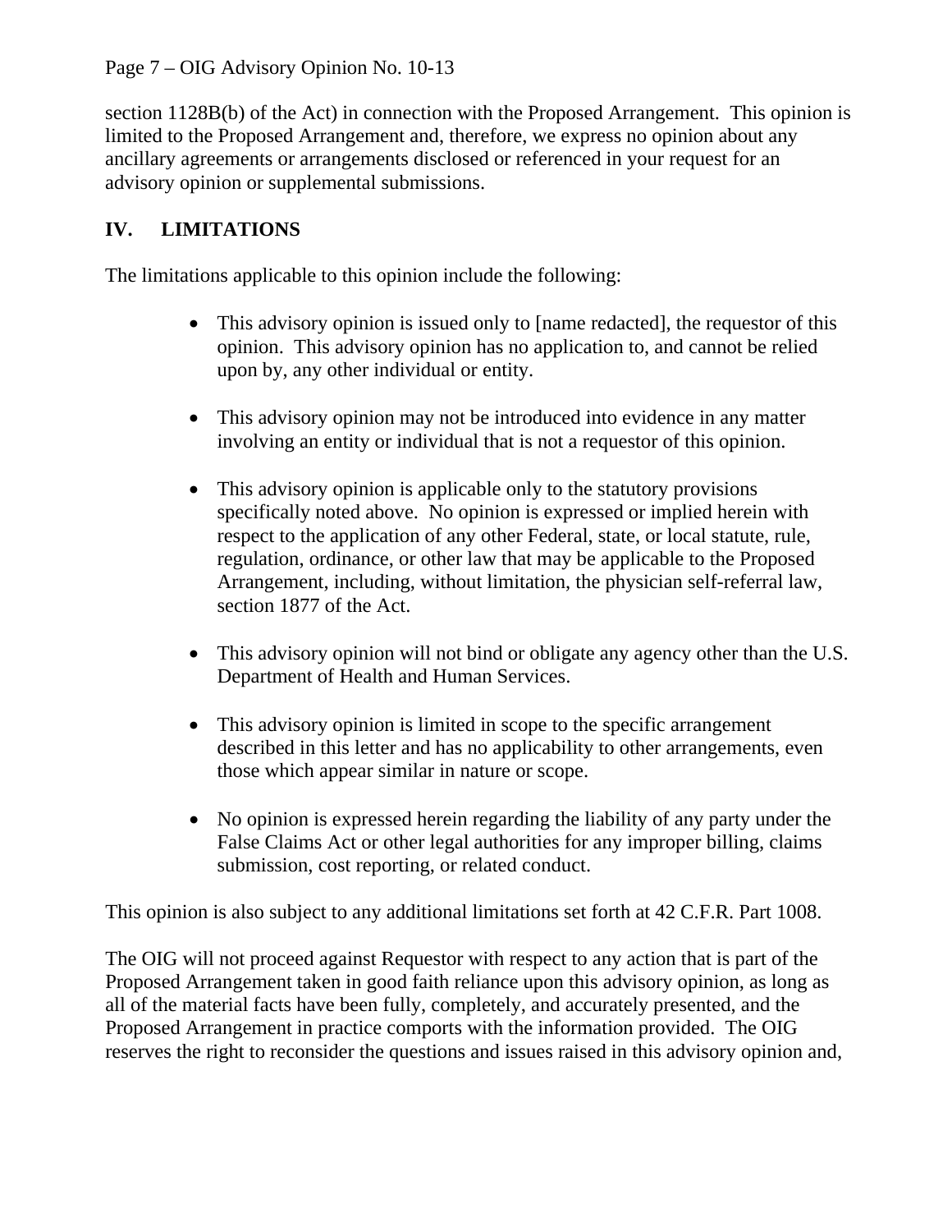section 1128B(b) of the Act) in connection with the Proposed Arrangement. This opinion is limited to the Proposed Arrangement and, therefore, we express no opinion about any ancillary agreements or arrangements disclosed or referenced in your request for an advisory opinion or supplemental submissions.

## IV. LIMITATIONS

The limitations applicable to this opinion include the following:

- This advisory opinion is issued only to [name redacted], the requestor of this opinion. This advisory opinion has no application to, and cannot be relied upon by, any other individual or entity.

- This advisory opinion may not be introduced into evidence in any matter involving an entity or individual that is not a requestor of this opinion.

- This advisory opinion is applicable only to the statutory provisions specifically noted above. No opinion is expressed or implied herein with respect to the application of any other Federal, state, or local statute, rule, regulation, ordinance, or other law that may be applicable to the Proposed Arrangement, including, without limitation, the physician self-referral law, section 1877 of the Act.

- This advisory opinion will not bind or obligate any agency other than the U.S. Department of Health and Human Services.

- This advisory opinion is limited in scope to the specific arrangement described in this letter and has no applicability to other arrangements, even those which appear similar in nature or scope.

- No opinion is expressed herein regarding the liability of any party under the False Claims Act or other legal authorities for any improper billing, claims submission, cost reporting, or related conduct.

This opinion is also subject to any additional limitations set forth at 42 C.F.R. Part 1008.

The OIG will not proceed against Requestor with respect to any action that is part of the Proposed Arrangement taken in good faith reliance upon this advisory opinion, as long as all of the material facts have been fully, completely, and accurately presented, and the Proposed Arrangement in practice comports with the information provided. The OIG reserves the right to reconsider the questions and issues raised in this advisory opinion and,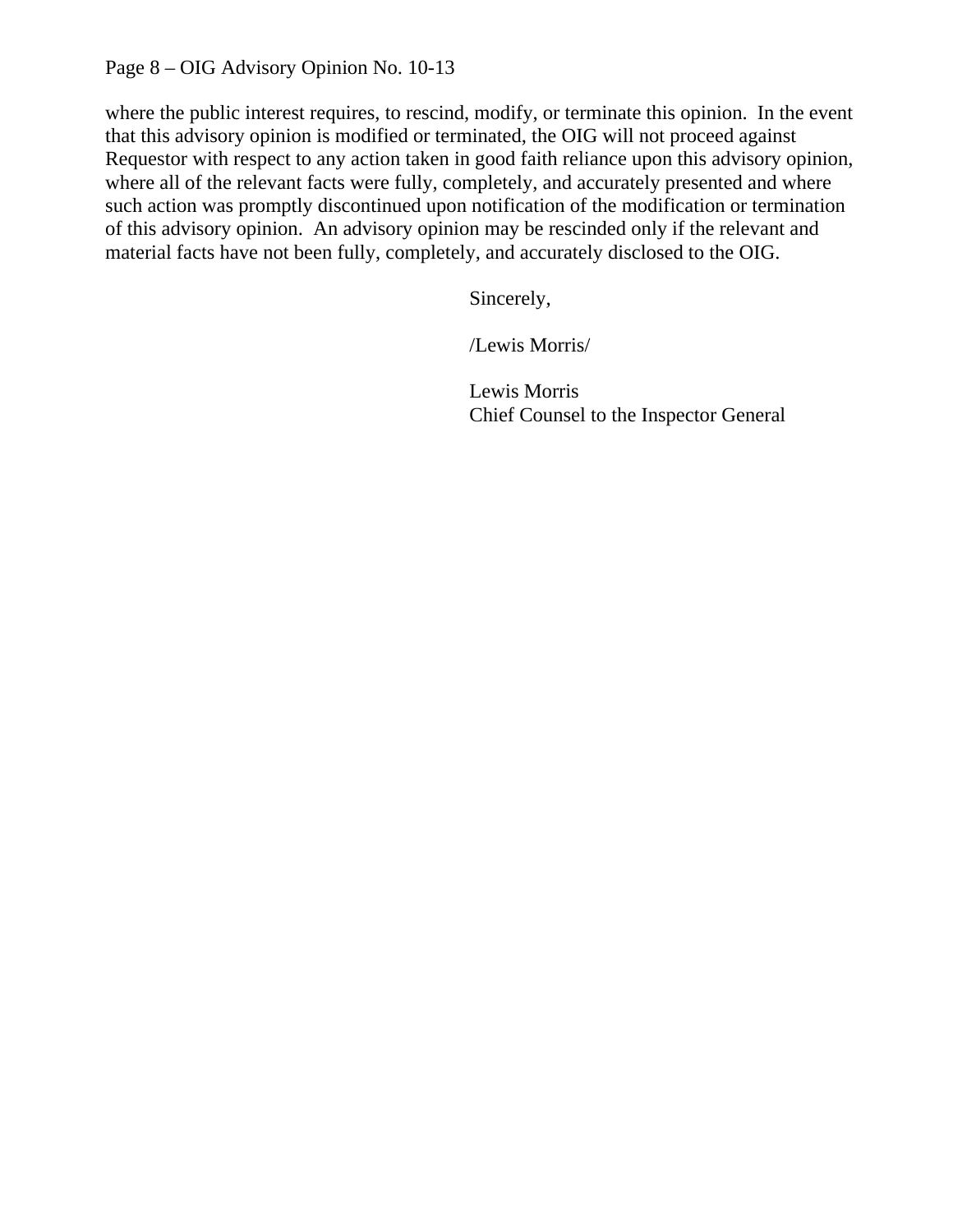where the public interest requires, to rescind, modify, or terminate this opinion. In the event that this advisory opinion is modified or terminated, the OIG will not proceed against Requestor with respect to any action taken in good faith reliance upon this advisory opinion, where all of the relevant facts were fully, completely, and accurately presented and where such action was promptly discontinued upon notification of the modification or termination of this advisory opinion. An advisory opinion may be rescinded only if the relevant and material facts have not been fully, completely, and accurately disclosed to the OIG.

Sincerely,

/Lewis Morris/

Lewis Morris
Chief Counsel to the Inspector General